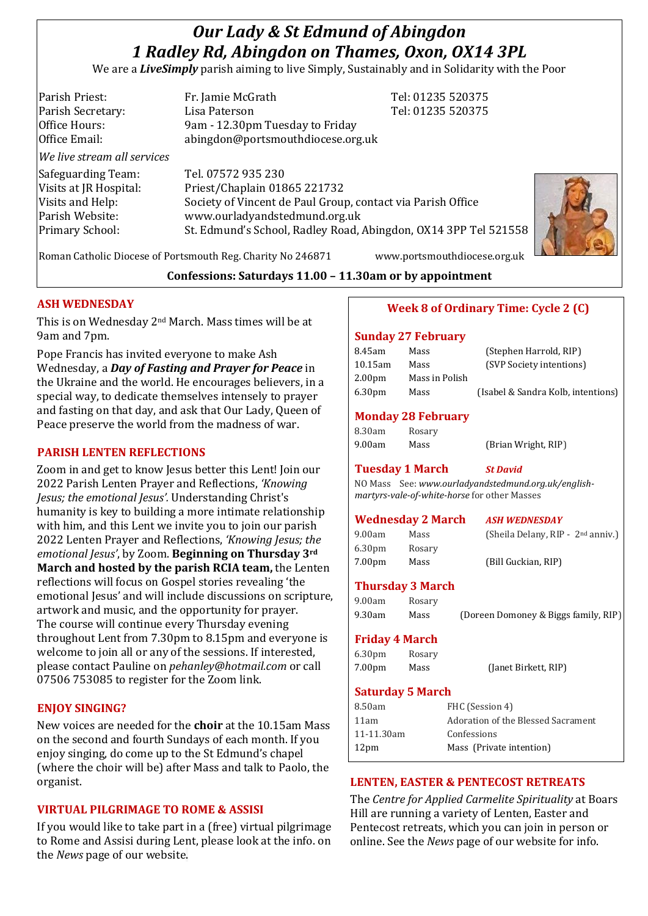# *Our Lady & St Edmund of Abingdon*
# *1 Radley Rd, Abingdon on Thames, Oxon, OX14 3PL*

We are a ***LiveSimply*** parish aiming to live Simply, Sustainably and in Solidarity with the Poor

| | | |
|---|---|---|
| Parish Priest: | Fr. Jamie McGrath | Tel: 01235 520375 |
| Parish Secretary: | Lisa Paterson | Tel: 01235 520375 |
| Office Hours: | 9am - 12.30pm Tuesday to Friday | |
| Office Email: | abingdon@portsmouthdiocese.org.uk | |

*We live stream all services*

| | |
|---|---|
| Safeguarding Team: | Tel. 07572 935 230 |
| Visits at JR Hospital: | Priest/Chaplain 01865 221732 |
| Visits and Help: | Society of Vincent de Paul Group, contact via Parish Office |
| Parish Website: | www.ourladyandstedmund.org.uk |
| Primary School: | St. Edmund's School, Radley Road, Abingdon, OX14 3PP Tel 521558 |

Roman Catholic Diocese of Portsmouth Reg. Charity No 246871 www.portsmouthdiocese.org.uk

**Confessions: Saturdays 11.00 – 11.30am or by appointment**

## ASH WEDNESDAY

This is on Wednesday 2nd March. Mass times will be at 9am and 7pm.

Pope Francis has invited everyone to make Ash Wednesday, a ***Day of Fasting and Prayer for Peace*** in the Ukraine and the world. He encourages believers, in a special way, to dedicate themselves intensely to prayer and fasting on that day, and ask that Our Lady, Queen of Peace preserve the world from the madness of war.

## PARISH LENTEN REFLECTIONS

Zoom in and get to know Jesus better this Lent! Join our 2022 Parish Lenten Prayer and Reflections, *'Knowing Jesus; the emotional Jesus'.* Understanding Christ's humanity is key to building a more intimate relationship with him, and this Lent we invite you to join our parish 2022 Lenten Prayer and Reflections, *'Knowing Jesus; the emotional Jesus'*, by Zoom. **Beginning on Thursday 3rd March and hosted by the parish RCIA team,** the Lenten reflections will focus on Gospel stories revealing 'the emotional Jesus' and will include discussions on scripture, artwork and music, and the opportunity for prayer. The course will continue every Thursday evening throughout Lent from 7.30pm to 8.15pm and everyone is welcome to join all or any of the sessions. If interested, please contact Pauline on *pehanley@hotmail.com* or call 07506 753085 to register for the Zoom link.

## ENJOY SINGING?

New voices are needed for the **choir** at the 10.15am Mass on the second and fourth Sundays of each month. If you enjoy singing, do come up to the St Edmund's chapel (where the choir will be) after Mass and talk to Paolo, the organist.

## VIRTUAL PILGRIMAGE TO ROME & ASSISI

If you would like to take part in a (free) virtual pilgrimage to Rome and Assisi during Lent, please look at the info. on the *News* page of our website.

## Week 8 of Ordinary Time: Cycle 2 (C)

### Sunday 27 February

| | | |
|---|---|---|
| 8.45am | Mass | (Stephen Harrold, RIP) |
| 10.15am | Mass | (SVP Society intentions) |
| 2.00pm | Mass in Polish | |
| 6.30pm | Mass | (Isabel & Sandra Kolb, intentions) |

### Monday 28 February

| | | |
|---|---|---|
| 8.30am | Rosary | |
| 9.00am | Mass | (Brian Wright, RIP) |

### Tuesday 1 March *St David*

NO Mass See: *www.ourladyandstedmund.org.uk/english-martyrs-vale-of-white-horse* for other Masses

### Wednesday 2 March *ASH WEDNESDAY*

| | | |
|---|---|---|
| 9.00am | Mass | (Sheila Delany, RIP - 2nd anniv.) |
| 6.30pm | Rosary | |
| 7.00pm | Mass | (Bill Guckian, RIP) |

### Thursday 3 March

| | | |
|---|---|---|
| 9.00am | Rosary | |
| 9.30am | Mass | (Doreen Domoney & Biggs family, RIP) |

### Friday 4 March

| | | |
|---|---|---|
| 6.30pm | Rosary | |
| 7.00pm | Mass | (Janet Birkett, RIP) |

### Saturday 5 March

| | |
|---|---|
| 8.50am | FHC (Session 4) |
| 11am | Adoration of the Blessed Sacrament |
| 11-11.30am | Confessions |
| 12pm | Mass (Private intention) |

## LENTEN, EASTER & PENTECOST RETREATS

The *Centre for Applied Carmelite Spirituality* at Boars Hill are running a variety of Lenten, Easter and Pentecost retreats, which you can join in person or online. See the *News* page of our website for info.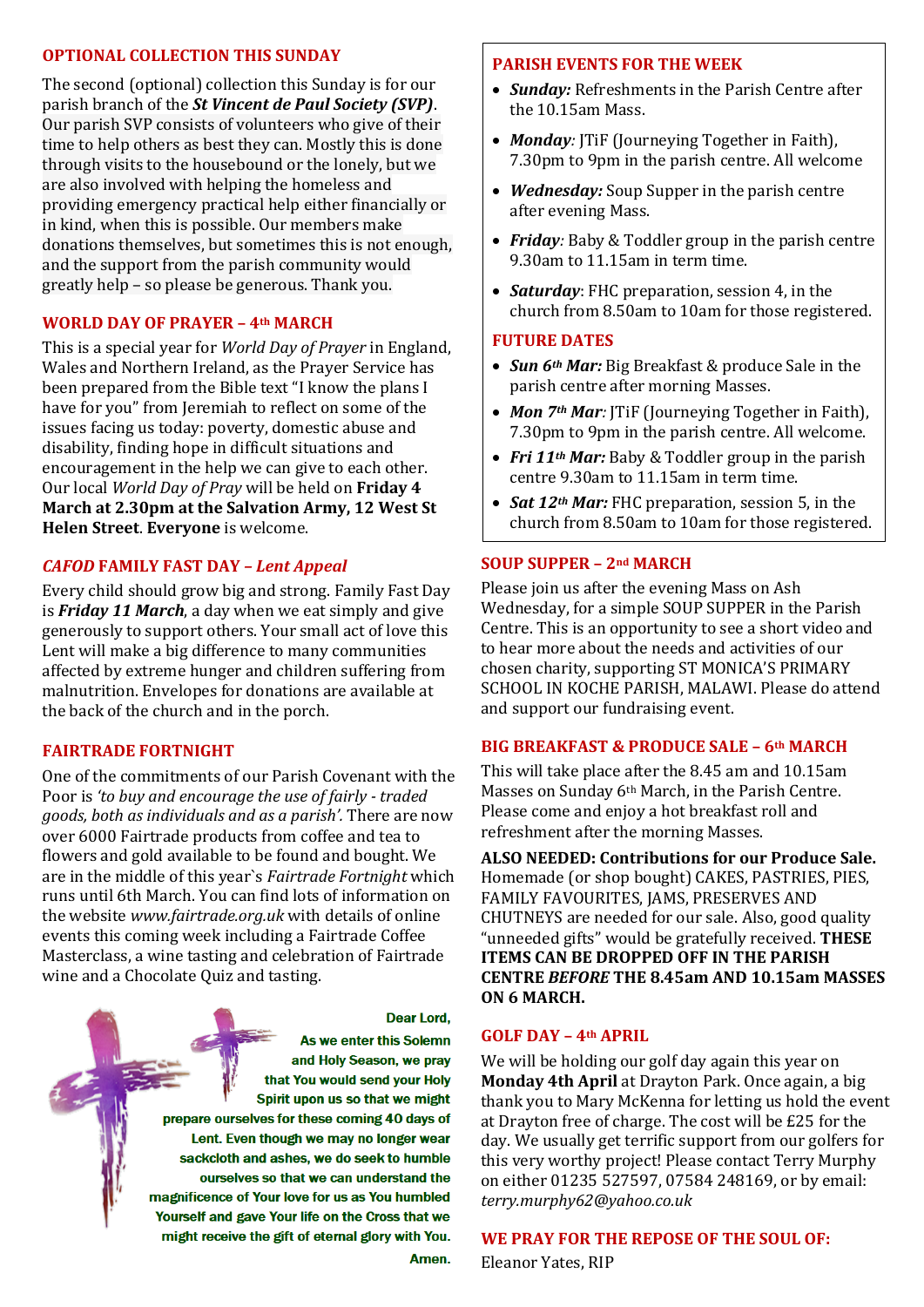## OPTIONAL COLLECTION THIS SUNDAY

The second (optional) collection this Sunday is for our parish branch of the ***St Vincent de Paul Society (SVP)***. Our parish SVP consists of volunteers who give of their time to help others as best they can. Mostly this is done through visits to the housebound or the lonely, but we are also involved with helping the homeless and providing emergency practical help either financially or in kind, when this is possible. Our members make donations themselves, but sometimes this is not enough, and the support from the parish community would greatly help – so please be generous. Thank you.

## WORLD DAY OF PRAYER – 4th MARCH

This is a special year for *World Day of Prayer* in England, Wales and Northern Ireland, as the Prayer Service has been prepared from the Bible text "I know the plans I have for you" from Jeremiah to reflect on some of the issues facing us today: poverty, domestic abuse and disability, finding hope in difficult situations and encouragement in the help we can give to each other. Our local *World Day of Pray* will be held on **Friday 4 March at 2.30pm at the Salvation Army, 12 West St Helen Street**. **Everyone** is welcome.

## *CAFOD* FAMILY FAST DAY – *Lent Appeal*

Every child should grow big and strong. Family Fast Day is ***Friday 11 March***, a day when we eat simply and give generously to support others. Your small act of love this Lent will make a big difference to many communities affected by extreme hunger and children suffering from malnutrition. Envelopes for donations are available at the back of the church and in the porch.

## FAIRTRADE FORTNIGHT

One of the commitments of our Parish Covenant with the Poor is *'to buy and encourage the use of fairly - traded goods, both as individuals and as a parish'*. There are now over 6000 Fairtrade products from coffee and tea to flowers and gold available to be found and bought. We are in the middle of this year`s *Fairtrade Fortnight* which runs until 6th March. You can find lots of information on the website *www.fairtrade.org.uk* with details of online events this coming week including a Fairtrade Coffee Masterclass, a wine tasting and celebration of Fairtrade wine and a Chocolate Quiz and tasting.

**Dear Lord,**
**As we enter this Solemn and Holy Season, we pray that You would send your Holy Spirit upon us so that we might prepare ourselves for these coming 40 days of Lent. Even though we may no longer wear sackcloth and ashes, we do seek to humble ourselves so that we can understand the magnificence of Your love for us as You humbled Yourself and gave Your life on the Cross that we might receive the gift of eternal glory with You.**
**Amen.**

## PARISH EVENTS FOR THE WEEK

- ***Sunday:*** Refreshments in the Parish Centre after the 10.15am Mass.
- ***Monday:*** JTiF (Journeying Together in Faith), 7.30pm to 9pm in the parish centre. All welcome
- ***Wednesday:*** Soup Supper in the parish centre after evening Mass.
- ***Friday:*** Baby & Toddler group in the parish centre 9.30am to 11.15am in term time.
- ***Saturday***: FHC preparation, session 4, in the church from 8.50am to 10am for those registered.

## FUTURE DATES

- ***Sun 6th Mar:*** Big Breakfast & produce Sale in the parish centre after morning Masses.
- ***Mon 7th Mar:*** JTiF (Journeying Together in Faith), 7.30pm to 9pm in the parish centre. All welcome.
- ***Fri 11th Mar:*** Baby & Toddler group in the parish centre 9.30am to 11.15am in term time.
- ***Sat 12th Mar:*** FHC preparation, session 5, in the church from 8.50am to 10am for those registered.

## SOUP SUPPER – 2nd MARCH

Please join us after the evening Mass on Ash Wednesday, for a simple SOUP SUPPER in the Parish Centre. This is an opportunity to see a short video and to hear more about the needs and activities of our chosen charity, supporting ST MONICA'S PRIMARY SCHOOL IN KOCHE PARISH, MALAWI. Please do attend and support our fundraising event.

## BIG BREAKFAST & PRODUCE SALE – 6th MARCH

This will take place after the 8.45 am and 10.15am Masses on Sunday 6th March, in the Parish Centre. Please come and enjoy a hot breakfast roll and refreshment after the morning Masses.

**ALSO NEEDED: Contributions for our Produce Sale.** Homemade (or shop bought) CAKES, PASTRIES, PIES, FAMILY FAVOURITES, JAMS, PRESERVES AND CHUTNEYS are needed for our sale. Also, good quality "unneeded gifts" would be gratefully received. **THESE ITEMS CAN BE DROPPED OFF IN THE PARISH CENTRE *BEFORE* THE 8.45am AND 10.15am MASSES ON 6 MARCH.**

## GOLF DAY – 4th APRIL

We will be holding our golf day again this year on **Monday 4th April** at Drayton Park. Once again, a big thank you to Mary McKenna for letting us hold the event at Drayton free of charge. The cost will be £25 for the day. We usually get terrific support from our golfers for this very worthy project! Please contact Terry Murphy on either 01235 527597, 07584 248169, or by email: *terry.murphy62@yahoo.co.uk*

## WE PRAY FOR THE REPOSE OF THE SOUL OF:

Eleanor Yates, RIP